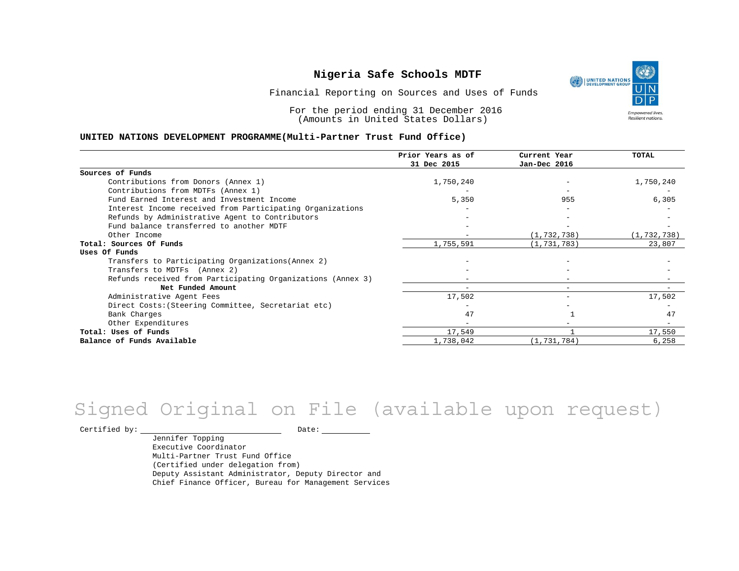# Nigeria Safe Schools MDTF

Financial Reporting on Sources and Uses of Funds

For the period ending 31 December 2016
(Amounts in United States Dollars)

**UNITED NATIONS DEVELOPMENT PROGRAMME(Multi-Partner Trust Fund Office)**

| | Prior Years as of 31 Dec 2015 | Current Year Jan-Dec 2016 | TOTAL |
|---|---|---|---|
| **Sources of Funds** | | | |
| Contributions from Donors (Annex 1) | 1,750,240 | - | 1,750,240 |
| Contributions from MDTFs (Annex 1) | - | - | - |
| Fund Earned Interest and Investment Income | 5,350 | 955 | 6,305 |
| Interest Income received from Participating Organizations | - | - | - |
| Refunds by Administrative Agent to Contributors | - | - | - |
| Fund balance transferred to another MDTF | - | - | - |
| Other Income | - | (1,732,738) | (1,732,738) |
| **Total: Sources Of Funds** | 1,755,591 | (1,731,783) | 23,807 |
| **Uses Of Funds** | | | |
| Transfers to Participating Organizations(Annex 2) | - | - | - |
| Transfers to MDTFs (Annex 2) | - | - | - |
| Refunds received from Participating Organizations (Annex 3) | - | - | - |
| **Net Funded Amount** | - | - | - |
| Administrative Agent Fees | 17,502 | - | 17,502 |
| Direct Costs:(Steering Committee, Secretariat etc) | - | - | - |
| Bank Charges | 47 | 1 | 47 |
| Other Expenditures | - | - | - |
| **Total: Uses of Funds** | 17,549 | 1 | 17,550 |
| **Balance of Funds Available** | 1,738,042 | (1,731,784) | 6,258 |

Signed Original on File (available upon request)

Certified by: \_\_\_\_\_\_\_\_\_\_\_\_\_\_\_\_\_\_\_\_\_\_\_\_ Date: \_\_\_\_\_\_\_\_\_\_

Jennifer Topping
Executive Coordinator
Multi-Partner Trust Fund Office
(Certified under delegation from)
Deputy Assistant Administrator, Deputy Director and
Chief Finance Officer, Bureau for Management Services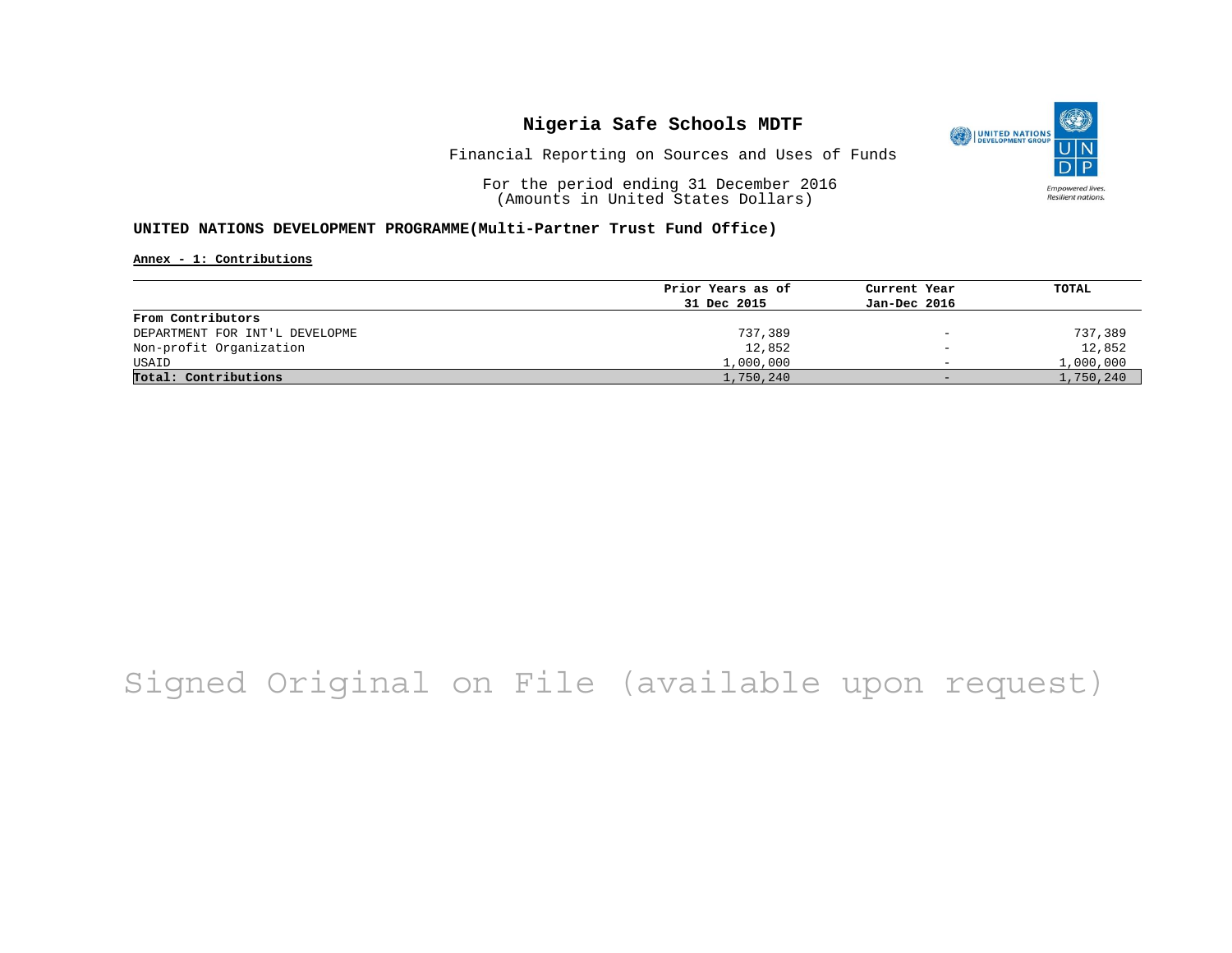# Nigeria Safe Schools MDTF

Financial Reporting on Sources and Uses of Funds

For the period ending 31 December 2016
(Amounts in United States Dollars)

**UNITED NATIONS DEVELOPMENT PROGRAMME(Multi-Partner Trust Fund Office)**

**Annex - 1: Contributions**

| | Prior Years as of 31 Dec 2015 | Current Year Jan-Dec 2016 | TOTAL |
|---|---|---|---|
| **From Contributors** | | | |
| DEPARTMENT FOR INT'L DEVELOPME | 737,389 | - | 737,389 |
| Non-profit Organization | 12,852 | - | 12,852 |
| USAID | 1,000,000 | - | 1,000,000 |
| **Total: Contributions** | 1,750,240 | - | 1,750,240 |

Signed Original on File (available upon request)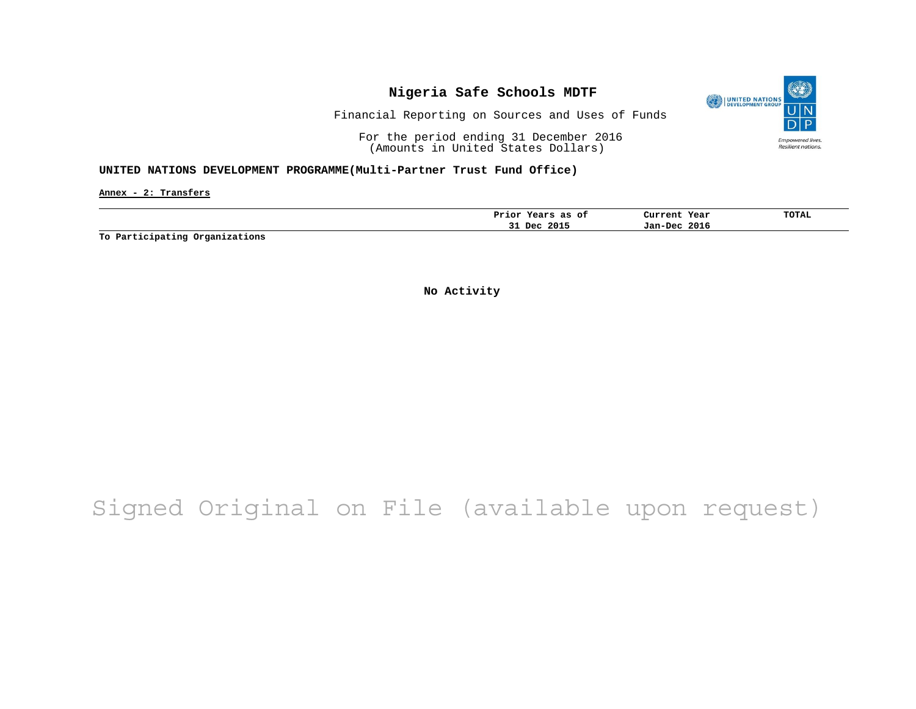# Nigeria Safe Schools MDTF

Financial Reporting on Sources and Uses of Funds

For the period ending 31 December 2016
(Amounts in United States Dollars)

## UNITED NATIONS DEVELOPMENT PROGRAMME(Multi-Partner Trust Fund Office)

**Annex - 2: Transfers**

| | Prior Years as of 31 Dec 2015 | Current Year Jan-Dec 2016 | TOTAL |
|---|---|---|---|
| **To Participating Organizations** | | | |

**No Activity**

Signed Original on File (available upon request)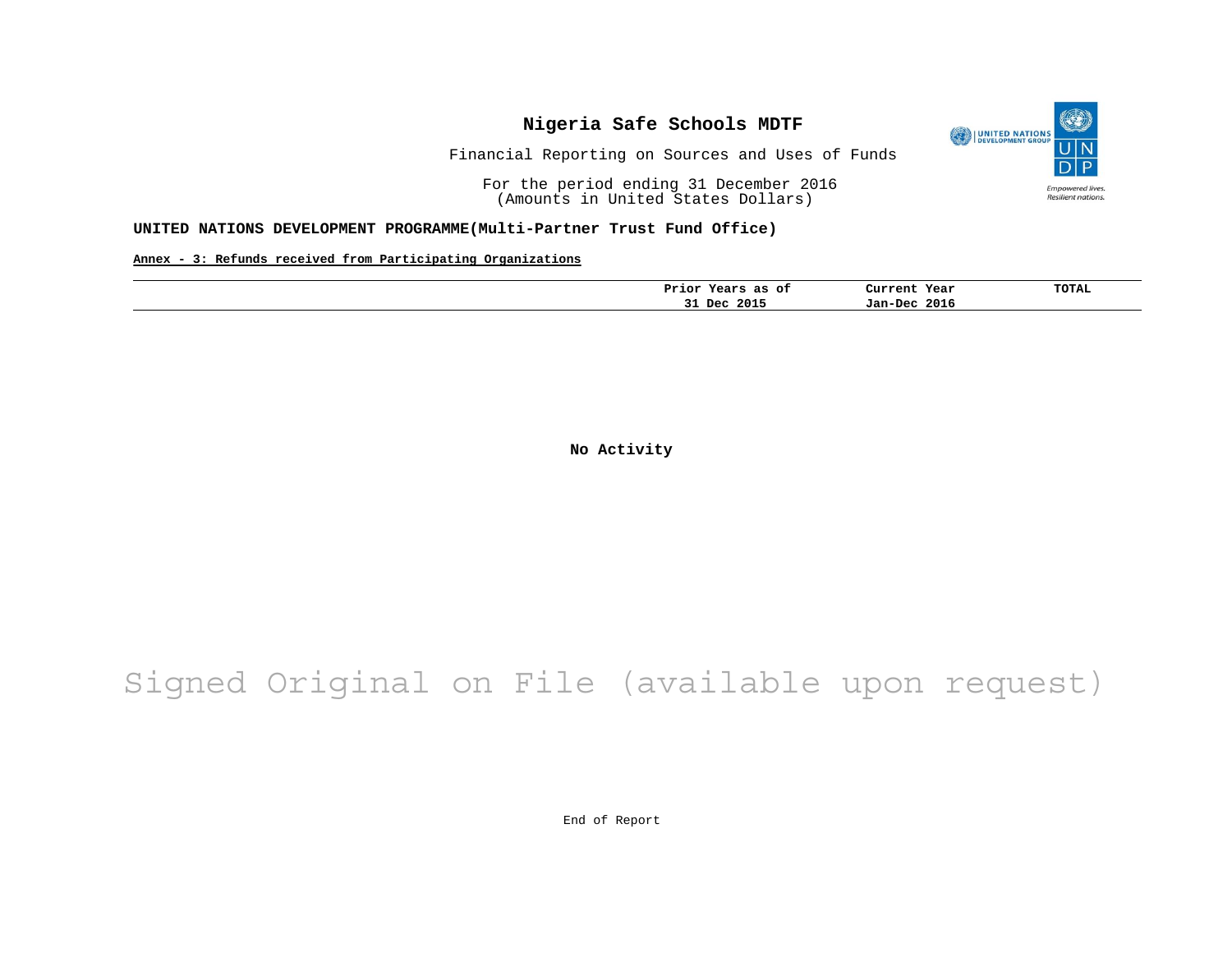# Nigeria Safe Schools MDTF

Financial Reporting on Sources and Uses of Funds

For the period ending 31 December 2016
(Amounts in United States Dollars)

**UNITED NATIONS DEVELOPMENT PROGRAMME(Multi-Partner Trust Fund Office)**

**Annex - 3: Refunds received from Participating Organizations**

| | Prior Years as of 31 Dec 2015 | Current Year Jan-Dec 2016 | TOTAL |
|---|---|---|---|

**No Activity**

Signed Original on File (available upon request)

End of Report